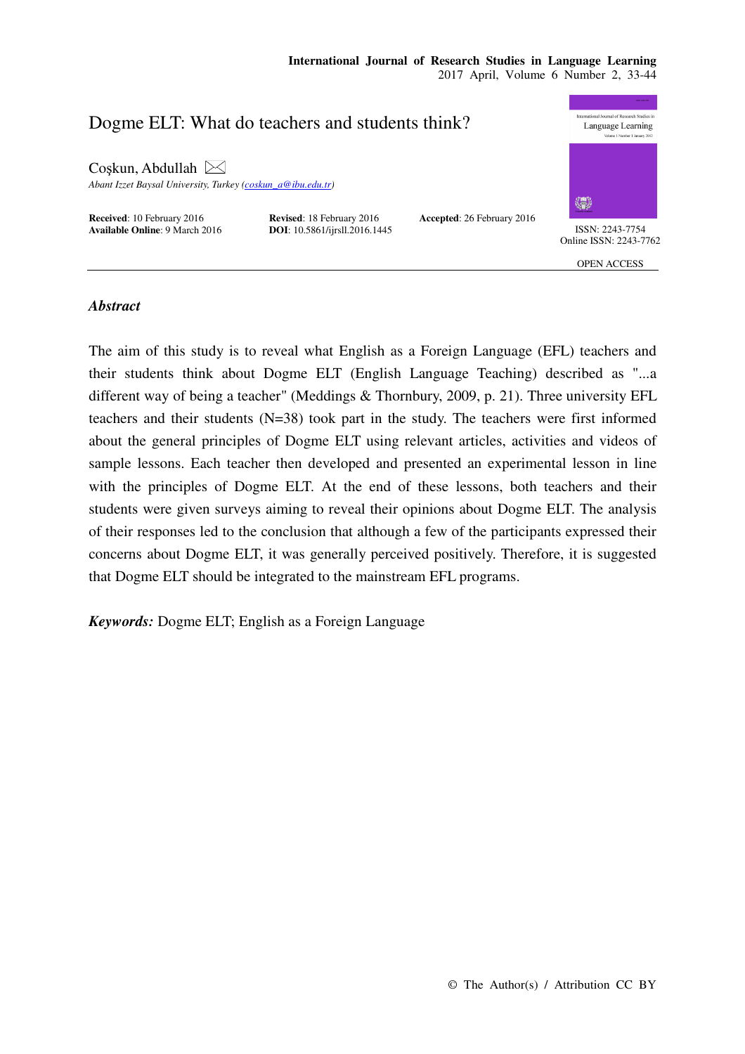# Dogme ELT: What do teachers and students think?

Coşkun, Abdullah

*Abant Izzet Baysal University, Turkey (coskun_a@ibu.edu.tr)*

**Received**: 10 February 2016 **Revised**: 18 February 2016 **Accepted**: 26 February 2016
**Available Online**: 9 March 2016 **DOI**: 10.5861/ijrsll.2016.1445

ISSN: 2243-7754
Online ISSN: 2243-7762

OPEN ACCESS

## *Abstract*

The aim of this study is to reveal what English as a Foreign Language (EFL) teachers and their students think about Dogme ELT (English Language Teaching) described as "...a different way of being a teacher" (Meddings & Thornbury, 2009, p. 21). Three university EFL teachers and their students (N=38) took part in the study. The teachers were first informed about the general principles of Dogme ELT using relevant articles, activities and videos of sample lessons. Each teacher then developed and presented an experimental lesson in line with the principles of Dogme ELT. At the end of these lessons, both teachers and their students were given surveys aiming to reveal their opinions about Dogme ELT. The analysis of their responses led to the conclusion that although a few of the participants expressed their concerns about Dogme ELT, it was generally perceived positively. Therefore, it is suggested that Dogme ELT should be integrated to the mainstream EFL programs.

***Keywords:*** Dogme ELT; English as a Foreign Language

© The Author(s) / Attribution CC BY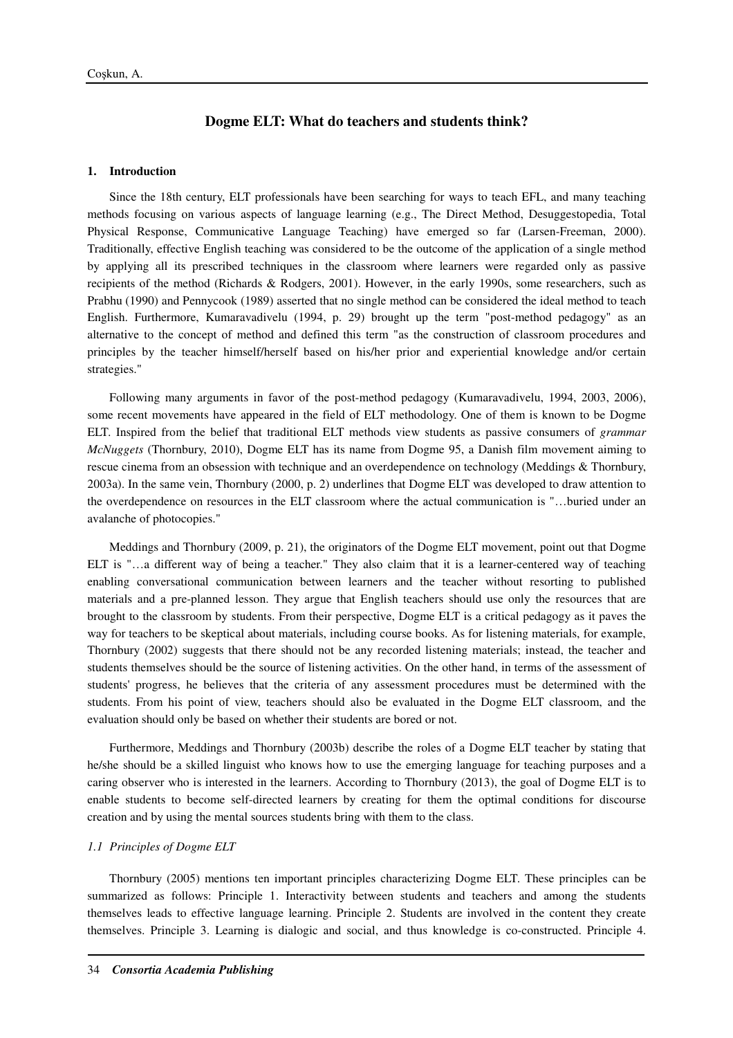## Dogme ELT: What do teachers and students think?

### 1. Introduction

Since the 18th century, ELT professionals have been searching for ways to teach EFL, and many teaching methods focusing on various aspects of language learning (e.g., The Direct Method, Desuggestopedia, Total Physical Response, Communicative Language Teaching) have emerged so far (Larsen-Freeman, 2000). Traditionally, effective English teaching was considered to be the outcome of the application of a single method by applying all its prescribed techniques in the classroom where learners were regarded only as passive recipients of the method (Richards & Rodgers, 2001). However, in the early 1990s, some researchers, such as Prabhu (1990) and Pennycook (1989) asserted that no single method can be considered the ideal method to teach English. Furthermore, Kumaravadivelu (1994, p. 29) brought up the term "post-method pedagogy" as an alternative to the concept of method and defined this term "as the construction of classroom procedures and principles by the teacher himself/herself based on his/her prior and experiential knowledge and/or certain strategies."

Following many arguments in favor of the post-method pedagogy (Kumaravadivelu, 1994, 2003, 2006), some recent movements have appeared in the field of ELT methodology. One of them is known to be Dogme ELT. Inspired from the belief that traditional ELT methods view students as passive consumers of *grammar McNuggets* (Thornbury, 2010), Dogme ELT has its name from Dogme 95, a Danish film movement aiming to rescue cinema from an obsession with technique and an overdependence on technology (Meddings & Thornbury, 2003a). In the same vein, Thornbury (2000, p. 2) underlines that Dogme ELT was developed to draw attention to the overdependence on resources in the ELT classroom where the actual communication is "…buried under an avalanche of photocopies."

Meddings and Thornbury (2009, p. 21), the originators of the Dogme ELT movement, point out that Dogme ELT is "…a different way of being a teacher." They also claim that it is a learner-centered way of teaching enabling conversational communication between learners and the teacher without resorting to published materials and a pre-planned lesson. They argue that English teachers should use only the resources that are brought to the classroom by students. From their perspective, Dogme ELT is a critical pedagogy as it paves the way for teachers to be skeptical about materials, including course books. As for listening materials, for example, Thornbury (2002) suggests that there should not be any recorded listening materials; instead, the teacher and students themselves should be the source of listening activities. On the other hand, in terms of the assessment of students' progress, he believes that the criteria of any assessment procedures must be determined with the students. From his point of view, teachers should also be evaluated in the Dogme ELT classroom, and the evaluation should only be based on whether their students are bored or not.

Furthermore, Meddings and Thornbury (2003b) describe the roles of a Dogme ELT teacher by stating that he/she should be a skilled linguist who knows how to use the emerging language for teaching purposes and a caring observer who is interested in the learners. According to Thornbury (2013), the goal of Dogme ELT is to enable students to become self-directed learners by creating for them the optimal conditions for discourse creation and by using the mental sources students bring with them to the class.

#### *1.1 Principles of Dogme ELT*

Thornbury (2005) mentions ten important principles characterizing Dogme ELT. These principles can be summarized as follows: Principle 1. Interactivity between students and teachers and among the students themselves leads to effective language learning. Principle 2. Students are involved in the content they create themselves. Principle 3. Learning is dialogic and social, and thus knowledge is co-constructed. Principle 4.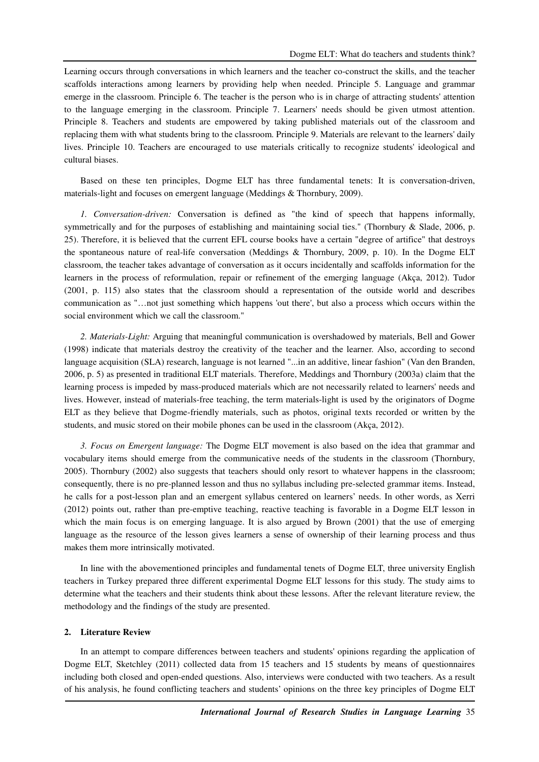Learning occurs through conversations in which learners and the teacher co-construct the skills, and the teacher scaffolds interactions among learners by providing help when needed. Principle 5. Language and grammar emerge in the classroom. Principle 6. The teacher is the person who is in charge of attracting students' attention to the language emerging in the classroom. Principle 7. Learners' needs should be given utmost attention. Principle 8. Teachers and students are empowered by taking published materials out of the classroom and replacing them with what students bring to the classroom. Principle 9. Materials are relevant to the learners' daily lives. Principle 10. Teachers are encouraged to use materials critically to recognize students' ideological and cultural biases.

Based on these ten principles, Dogme ELT has three fundamental tenets: It is conversation-driven, materials-light and focuses on emergent language (Meddings & Thornbury, 2009).

*1. Conversation-driven:* Conversation is defined as "the kind of speech that happens informally, symmetrically and for the purposes of establishing and maintaining social ties." (Thornbury & Slade, 2006, p. 25). Therefore, it is believed that the current EFL course books have a certain "degree of artifice" that destroys the spontaneous nature of real-life conversation (Meddings & Thornbury, 2009, p. 10). In the Dogme ELT classroom, the teacher takes advantage of conversation as it occurs incidentally and scaffolds information for the learners in the process of reformulation, repair or refinement of the emerging language (Akça, 2012). Tudor (2001, p. 115) also states that the classroom should a representation of the outside world and describes communication as "…not just something which happens 'out there', but also a process which occurs within the social environment which we call the classroom."

*2. Materials-Light:* Arguing that meaningful communication is overshadowed by materials, Bell and Gower (1998) indicate that materials destroy the creativity of the teacher and the learner. Also, according to second language acquisition (SLA) research, language is not learned "...in an additive, linear fashion" (Van den Branden, 2006, p. 5) as presented in traditional ELT materials. Therefore, Meddings and Thornbury (2003a) claim that the learning process is impeded by mass-produced materials which are not necessarily related to learners' needs and lives. However, instead of materials-free teaching, the term materials-light is used by the originators of Dogme ELT as they believe that Dogme-friendly materials, such as photos, original texts recorded or written by the students, and music stored on their mobile phones can be used in the classroom (Akça, 2012).

*3. Focus on Emergent language:* The Dogme ELT movement is also based on the idea that grammar and vocabulary items should emerge from the communicative needs of the students in the classroom (Thornbury, 2005). Thornbury (2002) also suggests that teachers should only resort to whatever happens in the classroom; consequently, there is no pre-planned lesson and thus no syllabus including pre-selected grammar items. Instead, he calls for a post-lesson plan and an emergent syllabus centered on learners' needs. In other words, as Xerri (2012) points out, rather than pre-emptive teaching, reactive teaching is favorable in a Dogme ELT lesson in which the main focus is on emerging language. It is also argued by Brown (2001) that the use of emerging language as the resource of the lesson gives learners a sense of ownership of their learning process and thus makes them more intrinsically motivated.

In line with the abovementioned principles and fundamental tenets of Dogme ELT, three university English teachers in Turkey prepared three different experimental Dogme ELT lessons for this study. The study aims to determine what the teachers and their students think about these lessons. After the relevant literature review, the methodology and the findings of the study are presented.

## 2. Literature Review

In an attempt to compare differences between teachers and students' opinions regarding the application of Dogme ELT, Sketchley (2011) collected data from 15 teachers and 15 students by means of questionnaires including both closed and open-ended questions. Also, interviews were conducted with two teachers. As a result of his analysis, he found conflicting teachers and students' opinions on the three key principles of Dogme ELT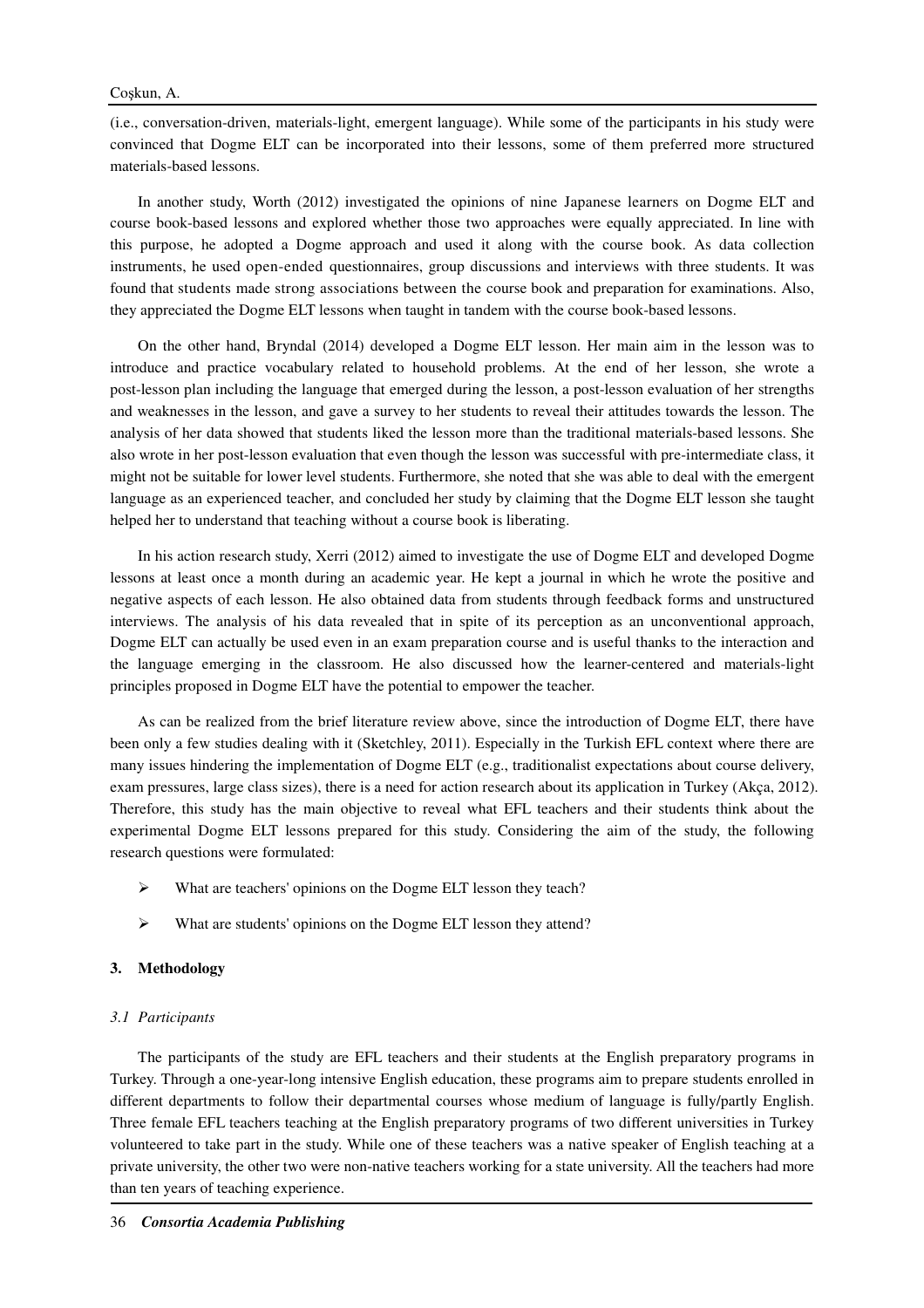(i.e., conversation-driven, materials-light, emergent language). While some of the participants in his study were convinced that Dogme ELT can be incorporated into their lessons, some of them preferred more structured materials-based lessons.

In another study, Worth (2012) investigated the opinions of nine Japanese learners on Dogme ELT and course book-based lessons and explored whether those two approaches were equally appreciated. In line with this purpose, he adopted a Dogme approach and used it along with the course book. As data collection instruments, he used open-ended questionnaires, group discussions and interviews with three students. It was found that students made strong associations between the course book and preparation for examinations. Also, they appreciated the Dogme ELT lessons when taught in tandem with the course book-based lessons.

On the other hand, Bryndal (2014) developed a Dogme ELT lesson. Her main aim in the lesson was to introduce and practice vocabulary related to household problems. At the end of her lesson, she wrote a post-lesson plan including the language that emerged during the lesson, a post-lesson evaluation of her strengths and weaknesses in the lesson, and gave a survey to her students to reveal their attitudes towards the lesson. The analysis of her data showed that students liked the lesson more than the traditional materials-based lessons. She also wrote in her post-lesson evaluation that even though the lesson was successful with pre-intermediate class, it might not be suitable for lower level students. Furthermore, she noted that she was able to deal with the emergent language as an experienced teacher, and concluded her study by claiming that the Dogme ELT lesson she taught helped her to understand that teaching without a course book is liberating.

In his action research study, Xerri (2012) aimed to investigate the use of Dogme ELT and developed Dogme lessons at least once a month during an academic year. He kept a journal in which he wrote the positive and negative aspects of each lesson. He also obtained data from students through feedback forms and unstructured interviews. The analysis of his data revealed that in spite of its perception as an unconventional approach, Dogme ELT can actually be used even in an exam preparation course and is useful thanks to the interaction and the language emerging in the classroom. He also discussed how the learner-centered and materials-light principles proposed in Dogme ELT have the potential to empower the teacher.

As can be realized from the brief literature review above, since the introduction of Dogme ELT, there have been only a few studies dealing with it (Sketchley, 2011). Especially in the Turkish EFL context where there are many issues hindering the implementation of Dogme ELT (e.g., traditionalist expectations about course delivery, exam pressures, large class sizes), there is a need for action research about its application in Turkey (Akça, 2012). Therefore, this study has the main objective to reveal what EFL teachers and their students think about the experimental Dogme ELT lessons prepared for this study. Considering the aim of the study, the following research questions were formulated:

- What are teachers' opinions on the Dogme ELT lesson they teach?
- What are students' opinions on the Dogme ELT lesson they attend?

## 3. Methodology

### *3.1 Participants*

The participants of the study are EFL teachers and their students at the English preparatory programs in Turkey. Through a one-year-long intensive English education, these programs aim to prepare students enrolled in different departments to follow their departmental courses whose medium of language is fully/partly English. Three female EFL teachers teaching at the English preparatory programs of two different universities in Turkey volunteered to take part in the study. While one of these teachers was a native speaker of English teaching at a private university, the other two were non-native teachers working for a state university. All the teachers had more than ten years of teaching experience.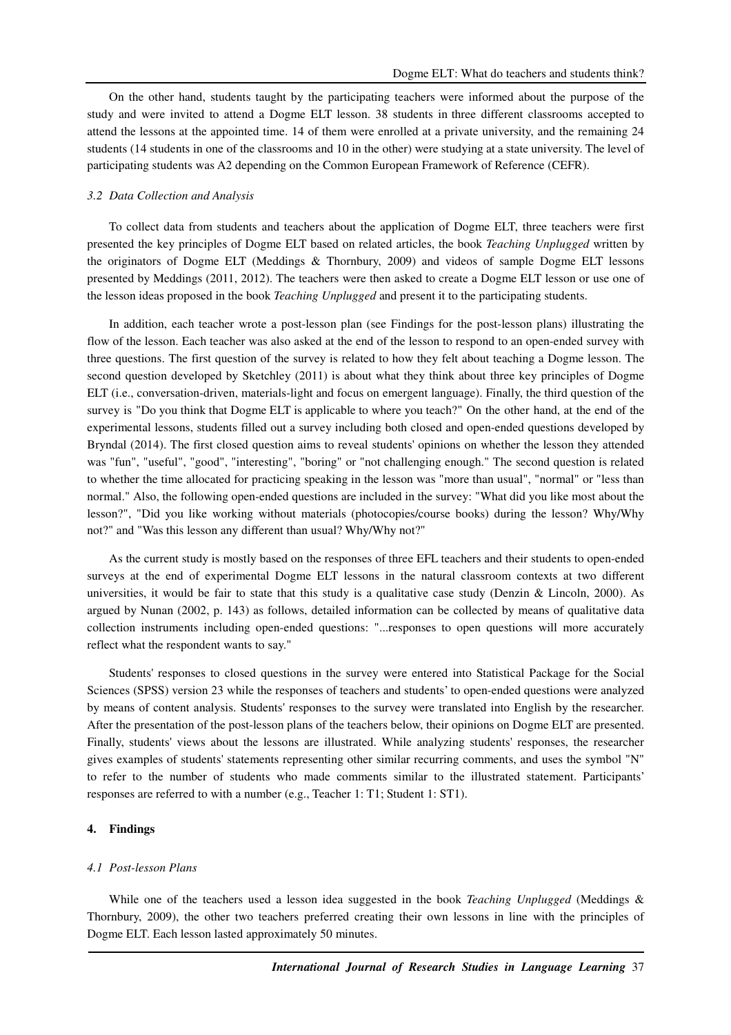On the other hand, students taught by the participating teachers were informed about the purpose of the study and were invited to attend a Dogme ELT lesson. 38 students in three different classrooms accepted to attend the lessons at the appointed time. 14 of them were enrolled at a private university, and the remaining 24 students (14 students in one of the classrooms and 10 in the other) were studying at a state university. The level of participating students was A2 depending on the Common European Framework of Reference (CEFR).

### *3.2 Data Collection and Analysis*

To collect data from students and teachers about the application of Dogme ELT, three teachers were first presented the key principles of Dogme ELT based on related articles, the book *Teaching Unplugged* written by the originators of Dogme ELT (Meddings & Thornbury, 2009) and videos of sample Dogme ELT lessons presented by Meddings (2011, 2012). The teachers were then asked to create a Dogme ELT lesson or use one of the lesson ideas proposed in the book *Teaching Unplugged* and present it to the participating students.

In addition, each teacher wrote a post-lesson plan (see Findings for the post-lesson plans) illustrating the flow of the lesson. Each teacher was also asked at the end of the lesson to respond to an open-ended survey with three questions. The first question of the survey is related to how they felt about teaching a Dogme lesson. The second question developed by Sketchley (2011) is about what they think about three key principles of Dogme ELT (i.e., conversation-driven, materials-light and focus on emergent language). Finally, the third question of the survey is "Do you think that Dogme ELT is applicable to where you teach?" On the other hand, at the end of the experimental lessons, students filled out a survey including both closed and open-ended questions developed by Bryndal (2014). The first closed question aims to reveal students' opinions on whether the lesson they attended was "fun", "useful", "good", "interesting", "boring" or "not challenging enough." The second question is related to whether the time allocated for practicing speaking in the lesson was "more than usual", "normal" or "less than normal." Also, the following open-ended questions are included in the survey: "What did you like most about the lesson?", "Did you like working without materials (photocopies/course books) during the lesson? Why/Why not?" and "Was this lesson any different than usual? Why/Why not?"

As the current study is mostly based on the responses of three EFL teachers and their students to open-ended surveys at the end of experimental Dogme ELT lessons in the natural classroom contexts at two different universities, it would be fair to state that this study is a qualitative case study (Denzin & Lincoln, 2000). As argued by Nunan (2002, p. 143) as follows, detailed information can be collected by means of qualitative data collection instruments including open-ended questions: "...responses to open questions will more accurately reflect what the respondent wants to say."

Students' responses to closed questions in the survey were entered into Statistical Package for the Social Sciences (SPSS) version 23 while the responses of teachers and students' to open-ended questions were analyzed by means of content analysis. Students' responses to the survey were translated into English by the researcher. After the presentation of the post-lesson plans of the teachers below, their opinions on Dogme ELT are presented. Finally, students' views about the lessons are illustrated. While analyzing students' responses, the researcher gives examples of students' statements representing other similar recurring comments, and uses the symbol "N" to refer to the number of students who made comments similar to the illustrated statement. Participants' responses are referred to with a number (e.g., Teacher 1: T1; Student 1: ST1).

## 4. Findings

### *4.1 Post-lesson Plans*

While one of the teachers used a lesson idea suggested in the book *Teaching Unplugged* (Meddings & Thornbury, 2009), the other two teachers preferred creating their own lessons in line with the principles of Dogme ELT. Each lesson lasted approximately 50 minutes.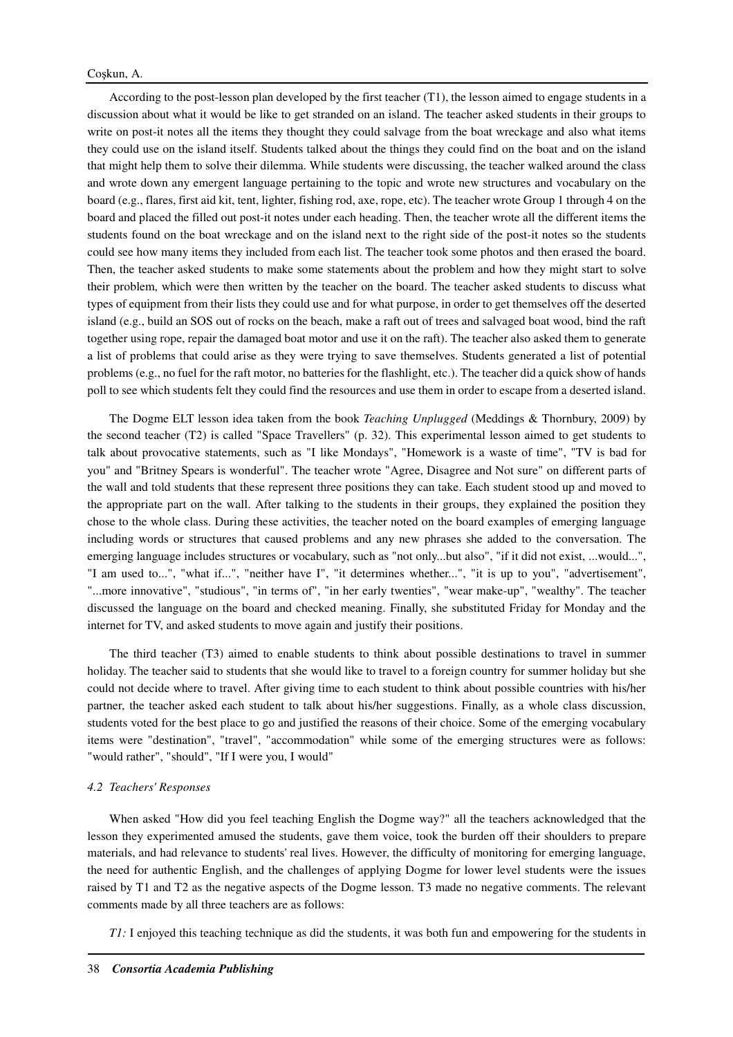According to the post-lesson plan developed by the first teacher (T1), the lesson aimed to engage students in a discussion about what it would be like to get stranded on an island. The teacher asked students in their groups to write on post-it notes all the items they thought they could salvage from the boat wreckage and also what items they could use on the island itself. Students talked about the things they could find on the boat and on the island that might help them to solve their dilemma. While students were discussing, the teacher walked around the class and wrote down any emergent language pertaining to the topic and wrote new structures and vocabulary on the board (e.g., flares, first aid kit, tent, lighter, fishing rod, axe, rope, etc). The teacher wrote Group 1 through 4 on the board and placed the filled out post-it notes under each heading. Then, the teacher wrote all the different items the students found on the boat wreckage and on the island next to the right side of the post-it notes so the students could see how many items they included from each list. The teacher took some photos and then erased the board. Then, the teacher asked students to make some statements about the problem and how they might start to solve their problem, which were then written by the teacher on the board. The teacher asked students to discuss what types of equipment from their lists they could use and for what purpose, in order to get themselves off the deserted island (e.g., build an SOS out of rocks on the beach, make a raft out of trees and salvaged boat wood, bind the raft together using rope, repair the damaged boat motor and use it on the raft). The teacher also asked them to generate a list of problems that could arise as they were trying to save themselves. Students generated a list of potential problems (e.g., no fuel for the raft motor, no batteries for the flashlight, etc.). The teacher did a quick show of hands poll to see which students felt they could find the resources and use them in order to escape from a deserted island.

The Dogme ELT lesson idea taken from the book *Teaching Unplugged* (Meddings & Thornbury, 2009) by the second teacher (T2) is called "Space Travellers" (p. 32). This experimental lesson aimed to get students to talk about provocative statements, such as "I like Mondays", "Homework is a waste of time", "TV is bad for you" and "Britney Spears is wonderful". The teacher wrote "Agree, Disagree and Not sure" on different parts of the wall and told students that these represent three positions they can take. Each student stood up and moved to the appropriate part on the wall. After talking to the students in their groups, they explained the position they chose to the whole class. During these activities, the teacher noted on the board examples of emerging language including words or structures that caused problems and any new phrases she added to the conversation. The emerging language includes structures or vocabulary, such as "not only...but also", "if it did not exist, ...would...", "I am used to...", "what if...", "neither have I", "it determines whether...", "it is up to you", "advertisement", "...more innovative", "studious", "in terms of", "in her early twenties", "wear make-up", "wealthy". The teacher discussed the language on the board and checked meaning. Finally, she substituted Friday for Monday and the internet for TV, and asked students to move again and justify their positions.

The third teacher (T3) aimed to enable students to think about possible destinations to travel in summer holiday. The teacher said to students that she would like to travel to a foreign country for summer holiday but she could not decide where to travel. After giving time to each student to think about possible countries with his/her partner, the teacher asked each student to talk about his/her suggestions. Finally, as a whole class discussion, students voted for the best place to go and justified the reasons of their choice. Some of the emerging vocabulary items were "destination", "travel", "accommodation" while some of the emerging structures were as follows: "would rather", "should", "If I were you, I would"

### *4.2 Teachers' Responses*

When asked "How did you feel teaching English the Dogme way?" all the teachers acknowledged that the lesson they experimented amused the students, gave them voice, took the burden off their shoulders to prepare materials, and had relevance to students' real lives. However, the difficulty of monitoring for emerging language, the need for authentic English, and the challenges of applying Dogme for lower level students were the issues raised by T1 and T2 as the negative aspects of the Dogme lesson. T3 made no negative comments. The relevant comments made by all three teachers are as follows:

*T1:* I enjoyed this teaching technique as did the students, it was both fun and empowering for the students in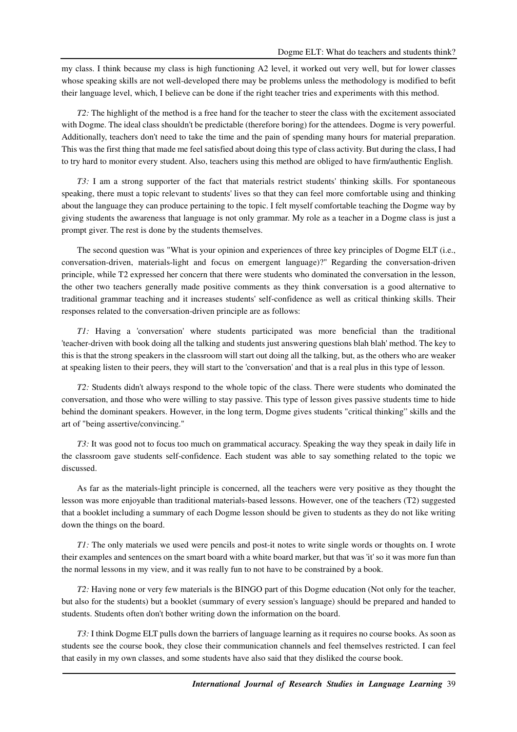my class. I think because my class is high functioning A2 level, it worked out very well, but for lower classes whose speaking skills are not well-developed there may be problems unless the methodology is modified to befit their language level, which, I believe can be done if the right teacher tries and experiments with this method.

*T2:* The highlight of the method is a free hand for the teacher to steer the class with the excitement associated with Dogme. The ideal class shouldn't be predictable (therefore boring) for the attendees. Dogme is very powerful. Additionally, teachers don't need to take the time and the pain of spending many hours for material preparation. This was the first thing that made me feel satisfied about doing this type of class activity. But during the class, I had to try hard to monitor every student. Also, teachers using this method are obliged to have firm/authentic English.

*T3:* I am a strong supporter of the fact that materials restrict students' thinking skills. For spontaneous speaking, there must a topic relevant to students' lives so that they can feel more comfortable using and thinking about the language they can produce pertaining to the topic. I felt myself comfortable teaching the Dogme way by giving students the awareness that language is not only grammar. My role as a teacher in a Dogme class is just a prompt giver. The rest is done by the students themselves.

The second question was "What is your opinion and experiences of three key principles of Dogme ELT (i.e., conversation-driven, materials-light and focus on emergent language)?" Regarding the conversation-driven principle, while T2 expressed her concern that there were students who dominated the conversation in the lesson, the other two teachers generally made positive comments as they think conversation is a good alternative to traditional grammar teaching and it increases students' self-confidence as well as critical thinking skills. Their responses related to the conversation-driven principle are as follows:

*T1:* Having a 'conversation' where students participated was more beneficial than the traditional 'teacher-driven with book doing all the talking and students just answering questions blah blah' method. The key to this is that the strong speakers in the classroom will start out doing all the talking, but, as the others who are weaker at speaking listen to their peers, they will start to the 'conversation' and that is a real plus in this type of lesson.

*T2:* Students didn't always respond to the whole topic of the class. There were students who dominated the conversation, and those who were willing to stay passive. This type of lesson gives passive students time to hide behind the dominant speakers. However, in the long term, Dogme gives students "critical thinking" skills and the art of "being assertive/convincing."

*T3:* It was good not to focus too much on grammatical accuracy. Speaking the way they speak in daily life in the classroom gave students self-confidence. Each student was able to say something related to the topic we discussed.

As far as the materials-light principle is concerned, all the teachers were very positive as they thought the lesson was more enjoyable than traditional materials-based lessons. However, one of the teachers (T2) suggested that a booklet including a summary of each Dogme lesson should be given to students as they do not like writing down the things on the board.

*T1:* The only materials we used were pencils and post-it notes to write single words or thoughts on. I wrote their examples and sentences on the smart board with a white board marker, but that was 'it' so it was more fun than the normal lessons in my view, and it was really fun to not have to be constrained by a book.

*T2:* Having none or very few materials is the BINGO part of this Dogme education (Not only for the teacher, but also for the students) but a booklet (summary of every session's language) should be prepared and handed to students. Students often don't bother writing down the information on the board.

*T3:* I think Dogme ELT pulls down the barriers of language learning as it requires no course books. As soon as students see the course book, they close their communication channels and feel themselves restricted. I can feel that easily in my own classes, and some students have also said that they disliked the course book.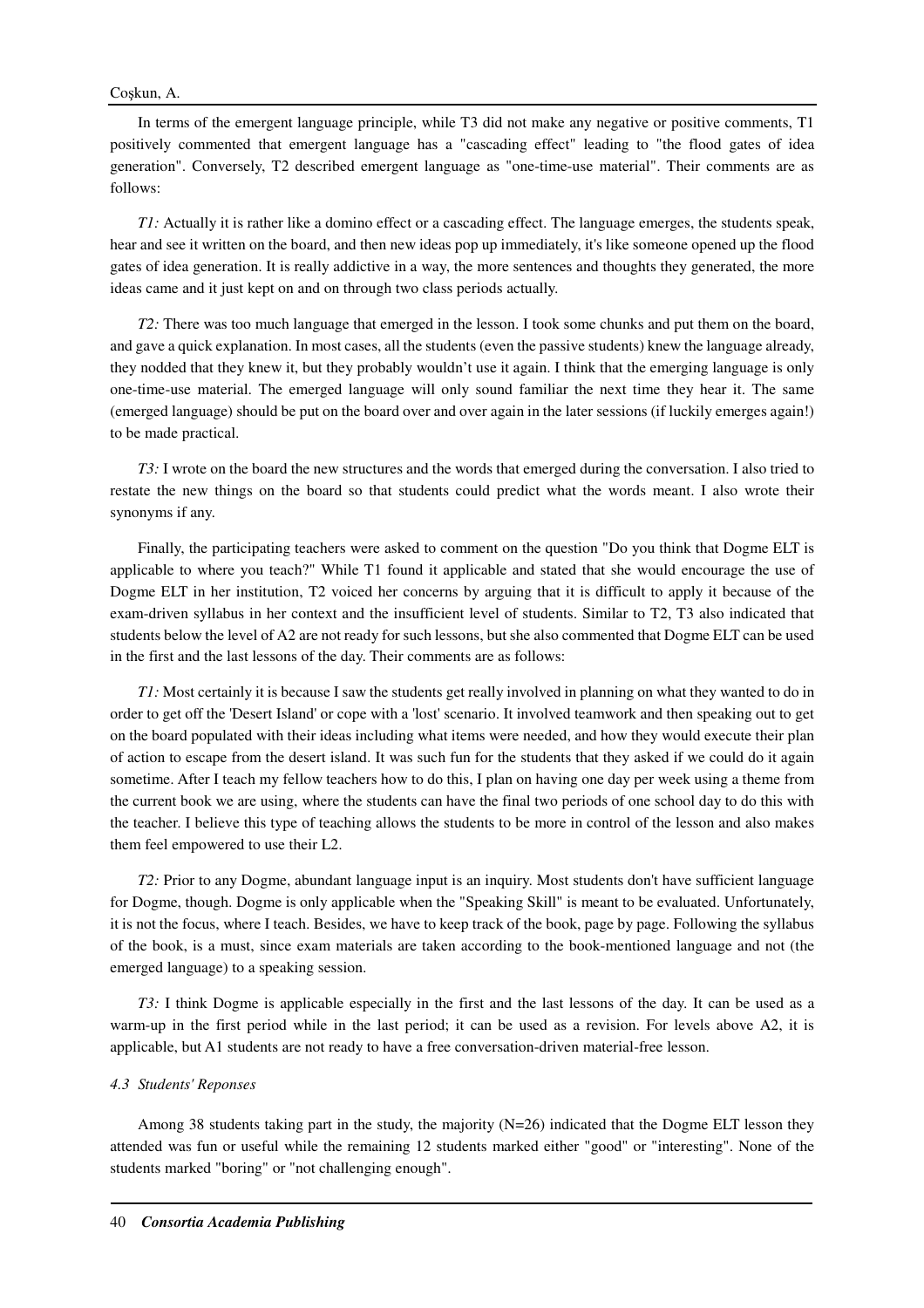In terms of the emergent language principle, while T3 did not make any negative or positive comments, T1 positively commented that emergent language has a "cascading effect" leading to "the flood gates of idea generation". Conversely, T2 described emergent language as "one-time-use material". Their comments are as follows:

*T1:* Actually it is rather like a domino effect or a cascading effect. The language emerges, the students speak, hear and see it written on the board, and then new ideas pop up immediately, it's like someone opened up the flood gates of idea generation. It is really addictive in a way, the more sentences and thoughts they generated, the more ideas came and it just kept on and on through two class periods actually.

*T2:* There was too much language that emerged in the lesson. I took some chunks and put them on the board, and gave a quick explanation. In most cases, all the students (even the passive students) knew the language already, they nodded that they knew it, but they probably wouldn't use it again. I think that the emerging language is only one-time-use material. The emerged language will only sound familiar the next time they hear it. The same (emerged language) should be put on the board over and over again in the later sessions (if luckily emerges again!) to be made practical.

*T3:* I wrote on the board the new structures and the words that emerged during the conversation. I also tried to restate the new things on the board so that students could predict what the words meant. I also wrote their synonyms if any.

Finally, the participating teachers were asked to comment on the question "Do you think that Dogme ELT is applicable to where you teach?" While T1 found it applicable and stated that she would encourage the use of Dogme ELT in her institution, T2 voiced her concerns by arguing that it is difficult to apply it because of the exam-driven syllabus in her context and the insufficient level of students. Similar to T2, T3 also indicated that students below the level of A2 are not ready for such lessons, but she also commented that Dogme ELT can be used in the first and the last lessons of the day. Their comments are as follows:

*T1:* Most certainly it is because I saw the students get really involved in planning on what they wanted to do in order to get off the 'Desert Island' or cope with a 'lost' scenario. It involved teamwork and then speaking out to get on the board populated with their ideas including what items were needed, and how they would execute their plan of action to escape from the desert island. It was such fun for the students that they asked if we could do it again sometime. After I teach my fellow teachers how to do this, I plan on having one day per week using a theme from the current book we are using, where the students can have the final two periods of one school day to do this with the teacher. I believe this type of teaching allows the students to be more in control of the lesson and also makes them feel empowered to use their L2.

*T2:* Prior to any Dogme, abundant language input is an inquiry. Most students don't have sufficient language for Dogme, though. Dogme is only applicable when the "Speaking Skill" is meant to be evaluated. Unfortunately, it is not the focus, where I teach. Besides, we have to keep track of the book, page by page. Following the syllabus of the book, is a must, since exam materials are taken according to the book-mentioned language and not (the emerged language) to a speaking session.

*T3:* I think Dogme is applicable especially in the first and the last lessons of the day. It can be used as a warm-up in the first period while in the last period; it can be used as a revision. For levels above A2, it is applicable, but A1 students are not ready to have a free conversation-driven material-free lesson.

### *4.3 Students' Reponses*

Among 38 students taking part in the study, the majority (N=26) indicated that the Dogme ELT lesson they attended was fun or useful while the remaining 12 students marked either "good" or "interesting". None of the students marked "boring" or "not challenging enough".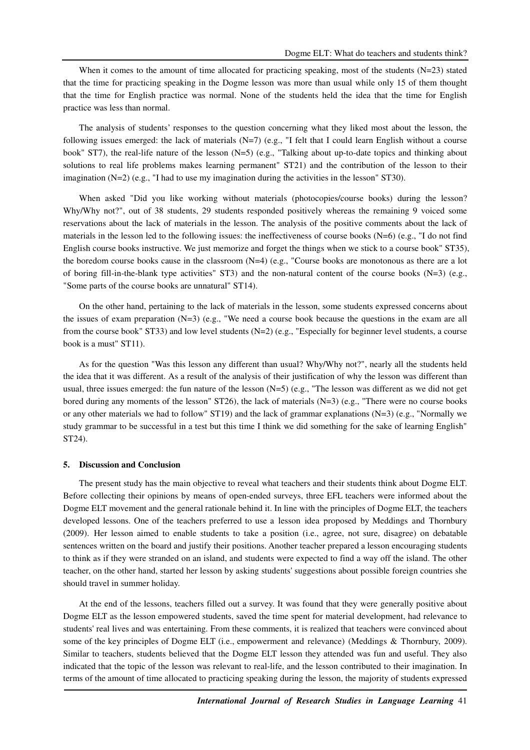When it comes to the amount of time allocated for practicing speaking, most of the students (N=23) stated that the time for practicing speaking in the Dogme lesson was more than usual while only 15 of them thought that the time for English practice was normal. None of the students held the idea that the time for English practice was less than normal.

The analysis of students' responses to the question concerning what they liked most about the lesson, the following issues emerged: the lack of materials (N=7) (e.g., "I felt that I could learn English without a course book" ST7), the real-life nature of the lesson (N=5) (e.g., "Talking about up-to-date topics and thinking about solutions to real life problems makes learning permanent" ST21) and the contribution of the lesson to their imagination (N=2) (e.g., "I had to use my imagination during the activities in the lesson" ST30).

When asked "Did you like working without materials (photocopies/course books) during the lesson? Why/Why not?", out of 38 students, 29 students responded positively whereas the remaining 9 voiced some reservations about the lack of materials in the lesson. The analysis of the positive comments about the lack of materials in the lesson led to the following issues: the ineffectiveness of course books (N=6) (e.g., "I do not find English course books instructive. We just memorize and forget the things when we stick to a course book" ST35), the boredom course books cause in the classroom (N=4) (e.g., "Course books are monotonous as there are a lot of boring fill-in-the-blank type activities" ST3) and the non-natural content of the course books (N=3) (e.g., "Some parts of the course books are unnatural" ST14).

On the other hand, pertaining to the lack of materials in the lesson, some students expressed concerns about the issues of exam preparation (N=3) (e.g., "We need a course book because the questions in the exam are all from the course book" ST33) and low level students (N=2) (e.g., "Especially for beginner level students, a course book is a must" ST11).

As for the question "Was this lesson any different than usual? Why/Why not?", nearly all the students held the idea that it was different. As a result of the analysis of their justification of why the lesson was different than usual, three issues emerged: the fun nature of the lesson (N=5) (e.g., "The lesson was different as we did not get bored during any moments of the lesson" ST26), the lack of materials (N=3) (e.g., "There were no course books or any other materials we had to follow" ST19) and the lack of grammar explanations (N=3) (e.g., "Normally we study grammar to be successful in a test but this time I think we did something for the sake of learning English" ST24).

## 5. Discussion and Conclusion

The present study has the main objective to reveal what teachers and their students think about Dogme ELT. Before collecting their opinions by means of open-ended surveys, three EFL teachers were informed about the Dogme ELT movement and the general rationale behind it. In line with the principles of Dogme ELT, the teachers developed lessons. One of the teachers preferred to use a lesson idea proposed by Meddings and Thornbury (2009). Her lesson aimed to enable students to take a position (i.e., agree, not sure, disagree) on debatable sentences written on the board and justify their positions. Another teacher prepared a lesson encouraging students to think as if they were stranded on an island, and students were expected to find a way off the island. The other teacher, on the other hand, started her lesson by asking students' suggestions about possible foreign countries she should travel in summer holiday.

At the end of the lessons, teachers filled out a survey. It was found that they were generally positive about Dogme ELT as the lesson empowered students, saved the time spent for material development, had relevance to students' real lives and was entertaining. From these comments, it is realized that teachers were convinced about some of the key principles of Dogme ELT (i.e., empowerment and relevance) (Meddings & Thornbury, 2009). Similar to teachers, students believed that the Dogme ELT lesson they attended was fun and useful. They also indicated that the topic of the lesson was relevant to real-life, and the lesson contributed to their imagination. In terms of the amount of time allocated to practicing speaking during the lesson, the majority of students expressed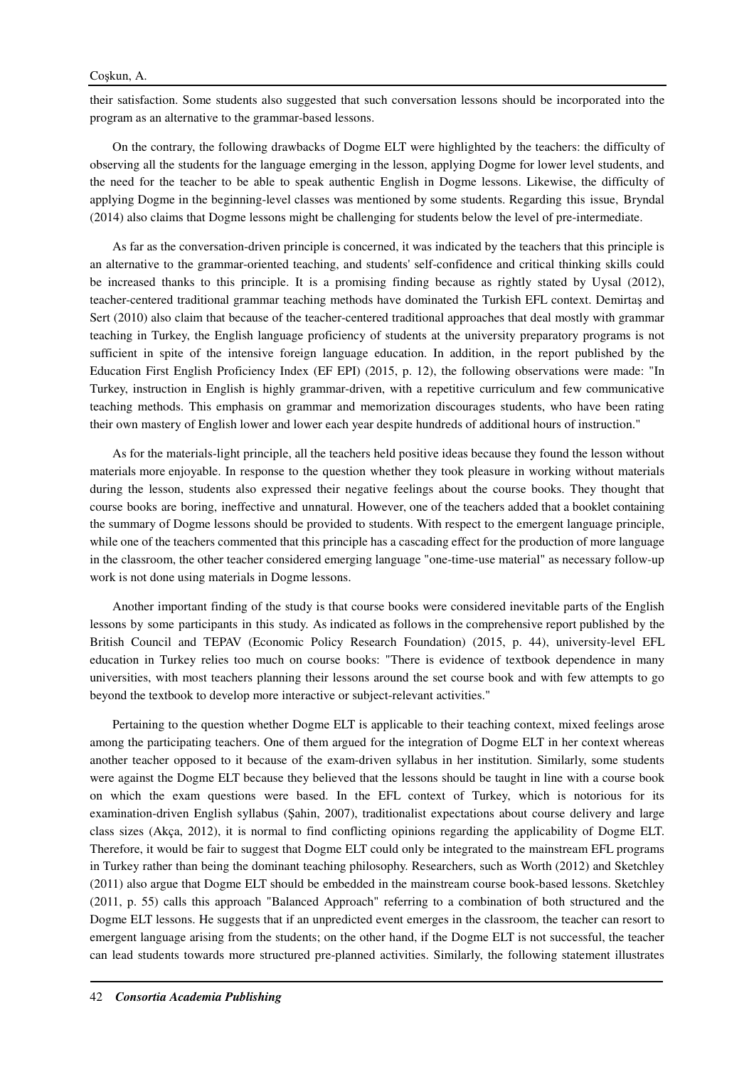their satisfaction. Some students also suggested that such conversation lessons should be incorporated into the program as an alternative to the grammar-based lessons.

On the contrary, the following drawbacks of Dogme ELT were highlighted by the teachers: the difficulty of observing all the students for the language emerging in the lesson, applying Dogme for lower level students, and the need for the teacher to be able to speak authentic English in Dogme lessons. Likewise, the difficulty of applying Dogme in the beginning-level classes was mentioned by some students. Regarding this issue, Bryndal (2014) also claims that Dogme lessons might be challenging for students below the level of pre-intermediate.

As far as the conversation-driven principle is concerned, it was indicated by the teachers that this principle is an alternative to the grammar-oriented teaching, and students' self-confidence and critical thinking skills could be increased thanks to this principle. It is a promising finding because as rightly stated by Uysal (2012), teacher-centered traditional grammar teaching methods have dominated the Turkish EFL context. Demirtaş and Sert (2010) also claim that because of the teacher-centered traditional approaches that deal mostly with grammar teaching in Turkey, the English language proficiency of students at the university preparatory programs is not sufficient in spite of the intensive foreign language education. In addition, in the report published by the Education First English Proficiency Index (EF EPI) (2015, p. 12), the following observations were made: "In Turkey, instruction in English is highly grammar-driven, with a repetitive curriculum and few communicative teaching methods. This emphasis on grammar and memorization discourages students, who have been rating their own mastery of English lower and lower each year despite hundreds of additional hours of instruction."

As for the materials-light principle, all the teachers held positive ideas because they found the lesson without materials more enjoyable. In response to the question whether they took pleasure in working without materials during the lesson, students also expressed their negative feelings about the course books. They thought that course books are boring, ineffective and unnatural. However, one of the teachers added that a booklet containing the summary of Dogme lessons should be provided to students. With respect to the emergent language principle, while one of the teachers commented that this principle has a cascading effect for the production of more language in the classroom, the other teacher considered emerging language "one-time-use material" as necessary follow-up work is not done using materials in Dogme lessons.

Another important finding of the study is that course books were considered inevitable parts of the English lessons by some participants in this study. As indicated as follows in the comprehensive report published by the British Council and TEPAV (Economic Policy Research Foundation) (2015, p. 44), university-level EFL education in Turkey relies too much on course books: "There is evidence of textbook dependence in many universities, with most teachers planning their lessons around the set course book and with few attempts to go beyond the textbook to develop more interactive or subject-relevant activities."

Pertaining to the question whether Dogme ELT is applicable to their teaching context, mixed feelings arose among the participating teachers. One of them argued for the integration of Dogme ELT in her context whereas another teacher opposed to it because of the exam-driven syllabus in her institution. Similarly, some students were against the Dogme ELT because they believed that the lessons should be taught in line with a course book on which the exam questions were based. In the EFL context of Turkey, which is notorious for its examination-driven English syllabus (Şahin, 2007), traditionalist expectations about course delivery and large class sizes (Akça, 2012), it is normal to find conflicting opinions regarding the applicability of Dogme ELT. Therefore, it would be fair to suggest that Dogme ELT could only be integrated to the mainstream EFL programs in Turkey rather than being the dominant teaching philosophy. Researchers, such as Worth (2012) and Sketchley (2011) also argue that Dogme ELT should be embedded in the mainstream course book-based lessons. Sketchley (2011, p. 55) calls this approach "Balanced Approach" referring to a combination of both structured and the Dogme ELT lessons. He suggests that if an unpredicted event emerges in the classroom, the teacher can resort to emergent language arising from the students; on the other hand, if the Dogme ELT is not successful, the teacher can lead students towards more structured pre-planned activities. Similarly, the following statement illustrates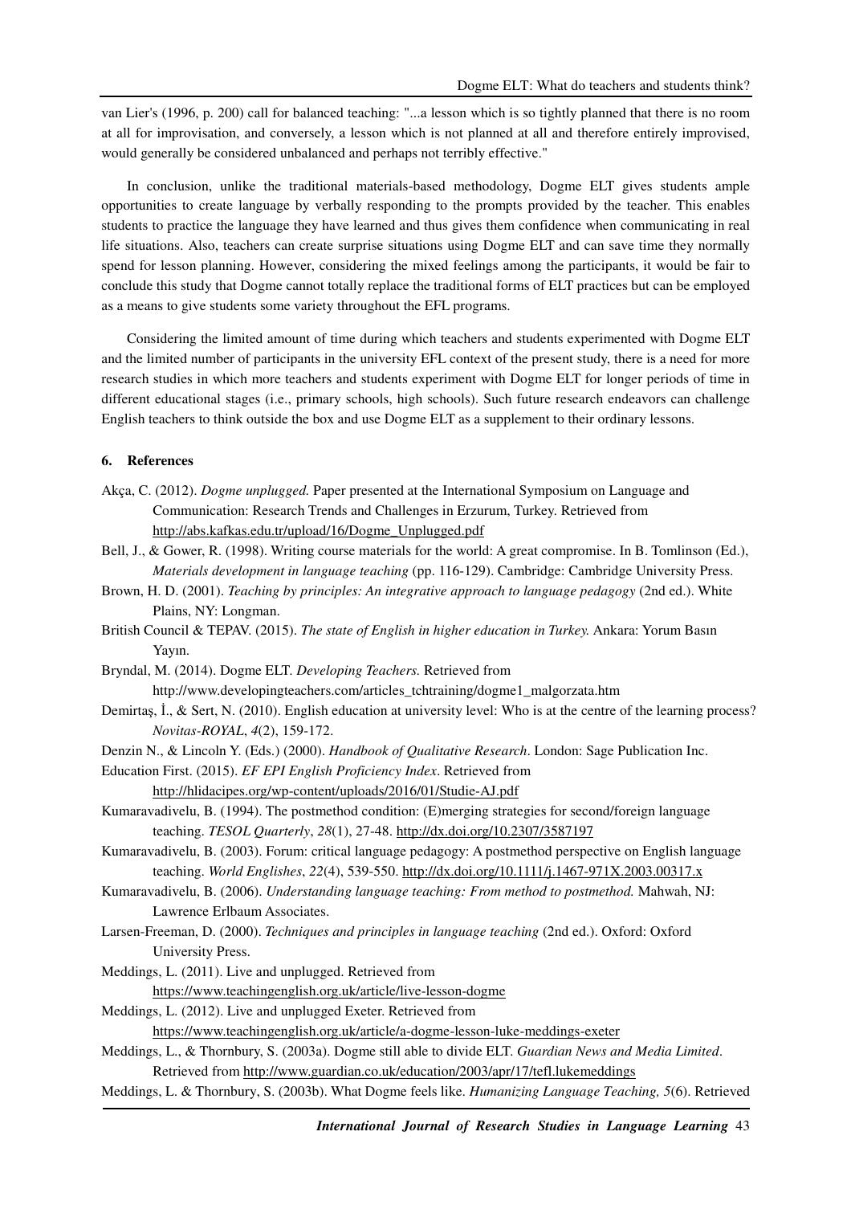van Lier's (1996, p. 200) call for balanced teaching: "...a lesson which is so tightly planned that there is no room at all for improvisation, and conversely, a lesson which is not planned at all and therefore entirely improvised, would generally be considered unbalanced and perhaps not terribly effective."

In conclusion, unlike the traditional materials-based methodology, Dogme ELT gives students ample opportunities to create language by verbally responding to the prompts provided by the teacher. This enables students to practice the language they have learned and thus gives them confidence when communicating in real life situations. Also, teachers can create surprise situations using Dogme ELT and can save time they normally spend for lesson planning. However, considering the mixed feelings among the participants, it would be fair to conclude this study that Dogme cannot totally replace the traditional forms of ELT practices but can be employed as a means to give students some variety throughout the EFL programs.

Considering the limited amount of time during which teachers and students experimented with Dogme ELT and the limited number of participants in the university EFL context of the present study, there is a need for more research studies in which more teachers and students experiment with Dogme ELT for longer periods of time in different educational stages (i.e., primary schools, high schools). Such future research endeavors can challenge English teachers to think outside the box and use Dogme ELT as a supplement to their ordinary lessons.

## 6. References

Akça, C. (2012). *Dogme unplugged.* Paper presented at the International Symposium on Language and Communication: Research Trends and Challenges in Erzurum, Turkey. Retrieved from http://abs.kafkas.edu.tr/upload/16/Dogme_Unplugged.pdf

Bell, J., & Gower, R. (1998). Writing course materials for the world: A great compromise. In B. Tomlinson (Ed.), *Materials development in language teaching* (pp. 116-129). Cambridge: Cambridge University Press.

Brown, H. D. (2001). *Teaching by principles: An integrative approach to language pedagogy* (2nd ed.). White Plains, NY: Longman.

British Council & TEPAV. (2015). *The state of English in higher education in Turkey.* Ankara: Yorum Basın Yayın.

Bryndal, M. (2014). Dogme ELT. *Developing Teachers.* Retrieved from http://www.developingteachers.com/articles_tchtraining/dogme1_malgorzata.htm

Demirtaş, İ., & Sert, N. (2010). English education at university level: Who is at the centre of the learning process? *Novitas-ROYAL*, *4*(2), 159-172.

Denzin N., & Lincoln Y. (Eds.) (2000). *Handbook of Qualitative Research*. London: Sage Publication Inc.

Education First. (2015). *EF EPI English Proficiency Index*. Retrieved from http://hlidacipes.org/wp-content/uploads/2016/01/Studie-AJ.pdf

Kumaravadivelu, B. (1994). The postmethod condition: (E)merging strategies for second/foreign language teaching. *TESOL Quarterly*, *28*(1), 27-48. http://dx.doi.org/10.2307/3587197

Kumaravadivelu, B. (2003). Forum: critical language pedagogy: A postmethod perspective on English language teaching. *World Englishes*, *22*(4), 539-550. http://dx.doi.org/10.1111/j.1467-971X.2003.00317.x

Kumaravadivelu, B. (2006). *Understanding language teaching: From method to postmethod.* Mahwah, NJ: Lawrence Erlbaum Associates.

Larsen-Freeman, D. (2000). *Techniques and principles in language teaching* (2nd ed.). Oxford: Oxford University Press.

Meddings, L. (2011). Live and unplugged. Retrieved from https://www.teachingenglish.org.uk/article/live-lesson-dogme

Meddings, L. (2012). Live and unplugged Exeter. Retrieved from https://www.teachingenglish.org.uk/article/a-dogme-lesson-luke-meddings-exeter

Meddings, L., & Thornbury, S. (2003a). Dogme still able to divide ELT. *Guardian News and Media Limited*. Retrieved from http://www.guardian.co.uk/education/2003/apr/17/tefl.lukemeddings

Meddings, L. & Thornbury, S. (2003b). What Dogme feels like. *Humanizing Language Teaching, 5*(6). Retrieved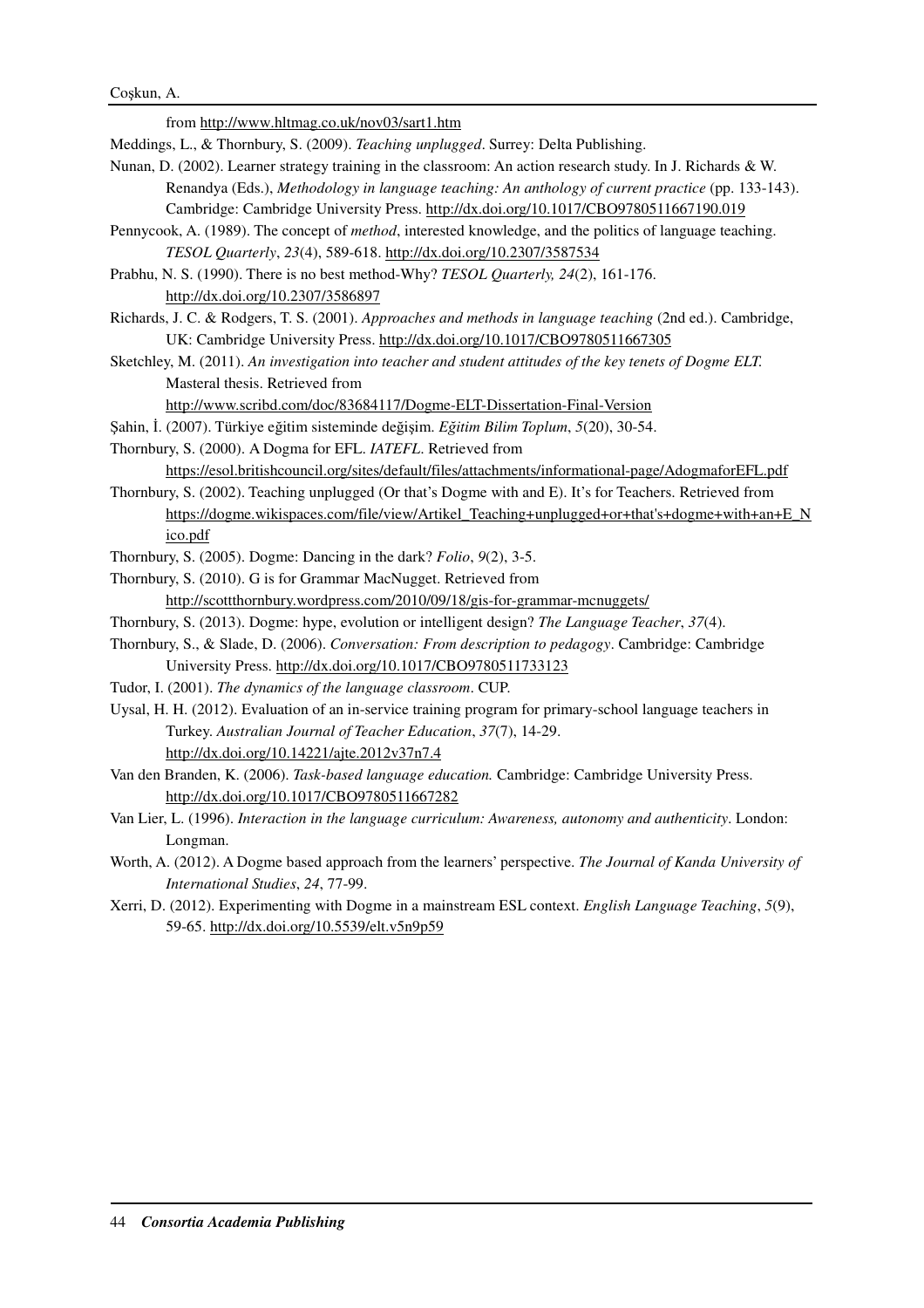from http://www.hltmag.co.uk/nov03/sart1.htm

Meddings, L., & Thornbury, S. (2009). *Teaching unplugged*. Surrey: Delta Publishing.

Nunan, D. (2002). Learner strategy training in the classroom: An action research study. In J. Richards & W. Renandya (Eds.), *Methodology in language teaching: An anthology of current practice* (pp. 133-143). Cambridge: Cambridge University Press. http://dx.doi.org/10.1017/CBO9780511667190.019

Pennycook, A. (1989). The concept of *method*, interested knowledge, and the politics of language teaching. *TESOL Quarterly*, *23*(4), 589-618. http://dx.doi.org/10.2307/3587534

Prabhu, N. S. (1990). There is no best method-Why? *TESOL Quarterly, 24*(2), 161-176. http://dx.doi.org/10.2307/3586897

Richards, J. C. & Rodgers, T. S. (2001). *Approaches and methods in language teaching* (2nd ed.). Cambridge, UK: Cambridge University Press. http://dx.doi.org/10.1017/CBO9780511667305

Sketchley, M. (2011). *An investigation into teacher and student attitudes of the key tenets of Dogme ELT.* Masteral thesis. Retrieved from http://www.scribd.com/doc/83684117/Dogme-ELT-Dissertation-Final-Version

Şahin, İ. (2007). Türkiye eğitim sisteminde değişim. *Eğitim Bilim Toplum*, *5*(20), 30-54.

Thornbury, S. (2000). A Dogma for EFL. *IATEFL*. Retrieved from https://esol.britishcouncil.org/sites/default/files/attachments/informational-page/AdogmaforEFL.pdf

Thornbury, S. (2002). Teaching unplugged (Or that's Dogme with and E). It's for Teachers. Retrieved from https://dogme.wikispaces.com/file/view/Artikel_Teaching+unplugged+or+that's+dogme+with+an+E_Nico.pdf

Thornbury, S. (2005). Dogme: Dancing in the dark? *Folio*, *9*(2), 3-5.

Thornbury, S. (2010). G is for Grammar MacNugget. Retrieved from http://scottthornbury.wordpress.com/2010/09/18/gis-for-grammar-mcnuggets/

Thornbury, S. (2013). Dogme: hype, evolution or intelligent design? *The Language Teacher*, *37*(4).

Thornbury, S., & Slade, D. (2006). *Conversation: From description to pedagogy*. Cambridge: Cambridge University Press. http://dx.doi.org/10.1017/CBO9780511733123

Tudor, I. (2001). *The dynamics of the language classroom*. CUP.

Uysal, H. H. (2012). Evaluation of an in-service training program for primary-school language teachers in Turkey. *Australian Journal of Teacher Education*, *37*(7), 14-29. http://dx.doi.org/10.14221/ajte.2012v37n7.4

Van den Branden, K. (2006). *Task-based language education.* Cambridge: Cambridge University Press. http://dx.doi.org/10.1017/CBO9780511667282

Van Lier, L. (1996). *Interaction in the language curriculum: Awareness, autonomy and authenticity*. London: Longman.

Worth, A. (2012). A Dogme based approach from the learners' perspective. *The Journal of Kanda University of International Studies*, *24*, 77-99.

Xerri, D. (2012). Experimenting with Dogme in a mainstream ESL context. *English Language Teaching*, *5*(9), 59-65. http://dx.doi.org/10.5539/elt.v5n9p59